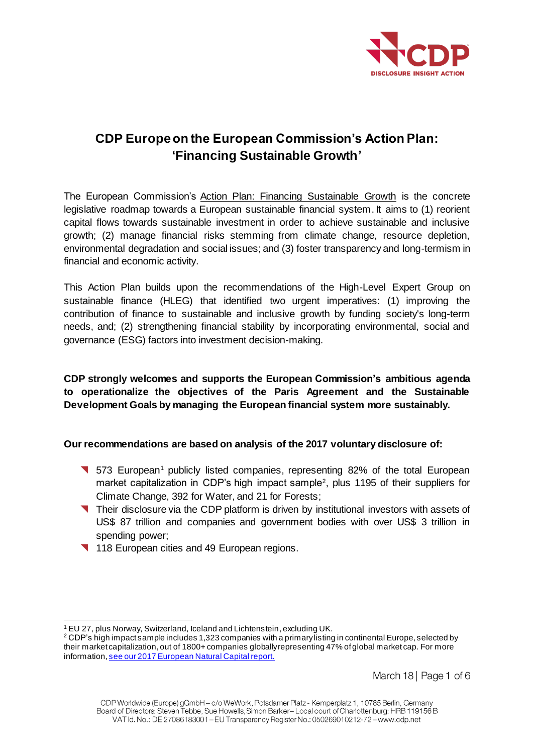# CDP Europe on the European Commission's Action Plan: 'Financing Sustainable Growth'

The European Commission's Action Plan: Financing Sustainable Growth is the concrete legislative roadmap towards a European sustainable financial system. It aims to (1) reorient capital flows towards sustainable investment in order to achieve sustainable and inclusive growth; (2) manage financial risks stemming from climate change, resource depletion, environmental degradation and social issues; and (3) foster transparency and long-termism in financial and economic activity.

This Action Plan builds upon the recommendations of the High-Level Expert Group on sustainable finance (HLEG) that identified two urgent imperatives: (1) improving the contribution of finance to sustainable and inclusive growth by funding society's long-term needs, and; (2) strengthening financial stability by incorporating environmental, social and governance (ESG) factors into investment decision-making.

**CDP strongly welcomes and supports the European Commission's ambitious agenda to operationalize the objectives of the Paris Agreement and the Sustainable Development Goals by managing the European financial system more sustainably.**

**Our recommendations are based on analysis of the 2017 voluntary disclosure of:**

- 573 European[1] publicly listed companies, representing 82% of the total European market capitalization in CDP's high impact sample[2], plus 1195 of their suppliers for Climate Change, 392 for Water, and 21 for Forests;
- Their disclosure via the CDP platform is driven by institutional investors with assets of US$ 87 trillion and companies and government bodies with over US$ 3 trillion in spending power;
- 118 European cities and 49 European regions.

[1] EU 27, plus Norway, Switzerland, Iceland and Lichtenstein, excluding UK.

[2] CDP's high impact sample includes 1,323 companies with a primary listing in continental Europe, selected by their market capitalization, out of 1800+ companies globally representing 47% of global market cap. For more information, see our 2017 European Natural Capital report.

CDP Worldwide (Europe) gGmbH – c/o WeWork, Potsdamer Platz - Kemperplatz 1, 10785 Berlin, Germany
Board of Directors: Steven Tebbe, Sue Howells, Simon Barker – Local court of Charlottenburg: HRB 119156 B
VAT Id. No.: DE 27086183001 – EU Transparency Register No.: 050269010212-72 – www.cdp.net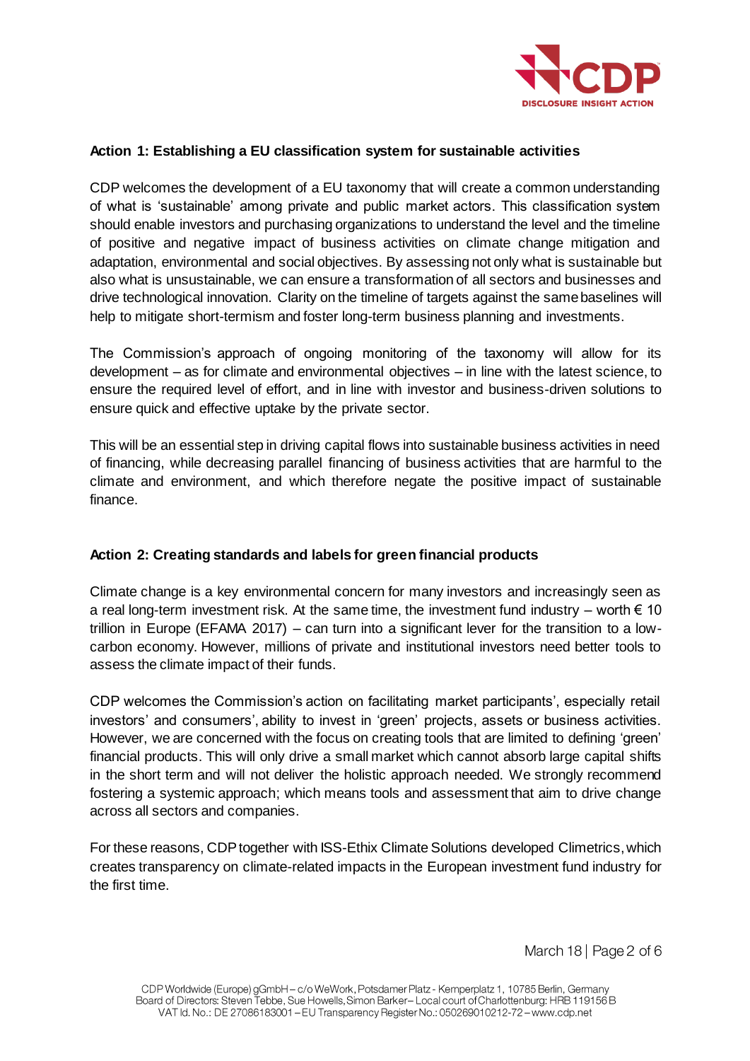### Action 1: Establishing a EU classification system for sustainable activities

CDP welcomes the development of a EU taxonomy that will create a common understanding of what is 'sustainable' among private and public market actors. This classification system should enable investors and purchasing organizations to understand the level and the timeline of positive and negative impact of business activities on climate change mitigation and adaptation, environmental and social objectives. By assessing not only what is sustainable but also what is unsustainable, we can ensure a transformation of all sectors and businesses and drive technological innovation. Clarity on the timeline of targets against the same baselines will help to mitigate short-termism and foster long-term business planning and investments.

The Commission's approach of ongoing monitoring of the taxonomy will allow for its development – as for climate and environmental objectives – in line with the latest science, to ensure the required level of effort, and in line with investor and business-driven solutions to ensure quick and effective uptake by the private sector.

This will be an essential step in driving capital flows into sustainable business activities in need of financing, while decreasing parallel financing of business activities that are harmful to the climate and environment, and which therefore negate the positive impact of sustainable finance.

### Action 2: Creating standards and labels for green financial products

Climate change is a key environmental concern for many investors and increasingly seen as a real long-term investment risk. At the same time, the investment fund industry – worth € 10 trillion in Europe (EFAMA 2017) – can turn into a significant lever for the transition to a low-carbon economy. However, millions of private and institutional investors need better tools to assess the climate impact of their funds.

CDP welcomes the Commission's action on facilitating market participants', especially retail investors' and consumers', ability to invest in 'green' projects, assets or business activities. However, we are concerned with the focus on creating tools that are limited to defining 'green' financial products. This will only drive a small market which cannot absorb large capital shifts in the short term and will not deliver the holistic approach needed. We strongly recommend fostering a systemic approach; which means tools and assessment that aim to drive change across all sectors and companies.

For these reasons, CDP together with ISS-Ethix Climate Solutions developed Climetrics, which creates transparency on climate-related impacts in the European investment fund industry for the first time.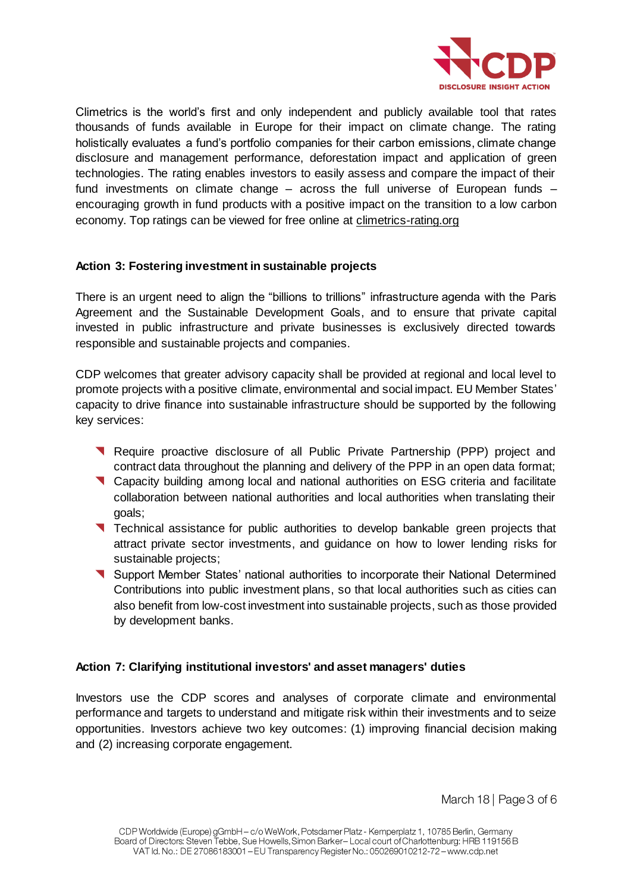Climetrics is the world's first and only independent and publicly available tool that rates thousands of funds available in Europe for their impact on climate change. The rating holistically evaluates a fund's portfolio companies for their carbon emissions, climate change disclosure and management performance, deforestation impact and application of green technologies. The rating enables investors to easily assess and compare the impact of their fund investments on climate change – across the full universe of European funds – encouraging growth in fund products with a positive impact on the transition to a low carbon economy. Top ratings can be viewed for free online at climetrics-rating.org

**Action 3: Fostering investment in sustainable projects**

There is an urgent need to align the "billions to trillions" infrastructure agenda with the Paris Agreement and the Sustainable Development Goals, and to ensure that private capital invested in public infrastructure and private businesses is exclusively directed towards responsible and sustainable projects and companies.

CDP welcomes that greater advisory capacity shall be provided at regional and local level to promote projects with a positive climate, environmental and social impact. EU Member States' capacity to drive finance into sustainable infrastructure should be supported by the following key services:

- Require proactive disclosure of all Public Private Partnership (PPP) project and contract data throughout the planning and delivery of the PPP in an open data format;
- Capacity building among local and national authorities on ESG criteria and facilitate collaboration between national authorities and local authorities when translating their goals;
- Technical assistance for public authorities to develop bankable green projects that attract private sector investments, and guidance on how to lower lending risks for sustainable projects;
- Support Member States' national authorities to incorporate their National Determined Contributions into public investment plans, so that local authorities such as cities can also benefit from low-cost investment into sustainable projects, such as those provided by development banks.

**Action 7: Clarifying institutional investors' and asset managers' duties**

Investors use the CDP scores and analyses of corporate climate and environmental performance and targets to understand and mitigate risk within their investments and to seize opportunities. Investors achieve two key outcomes: (1) improving financial decision making and (2) increasing corporate engagement.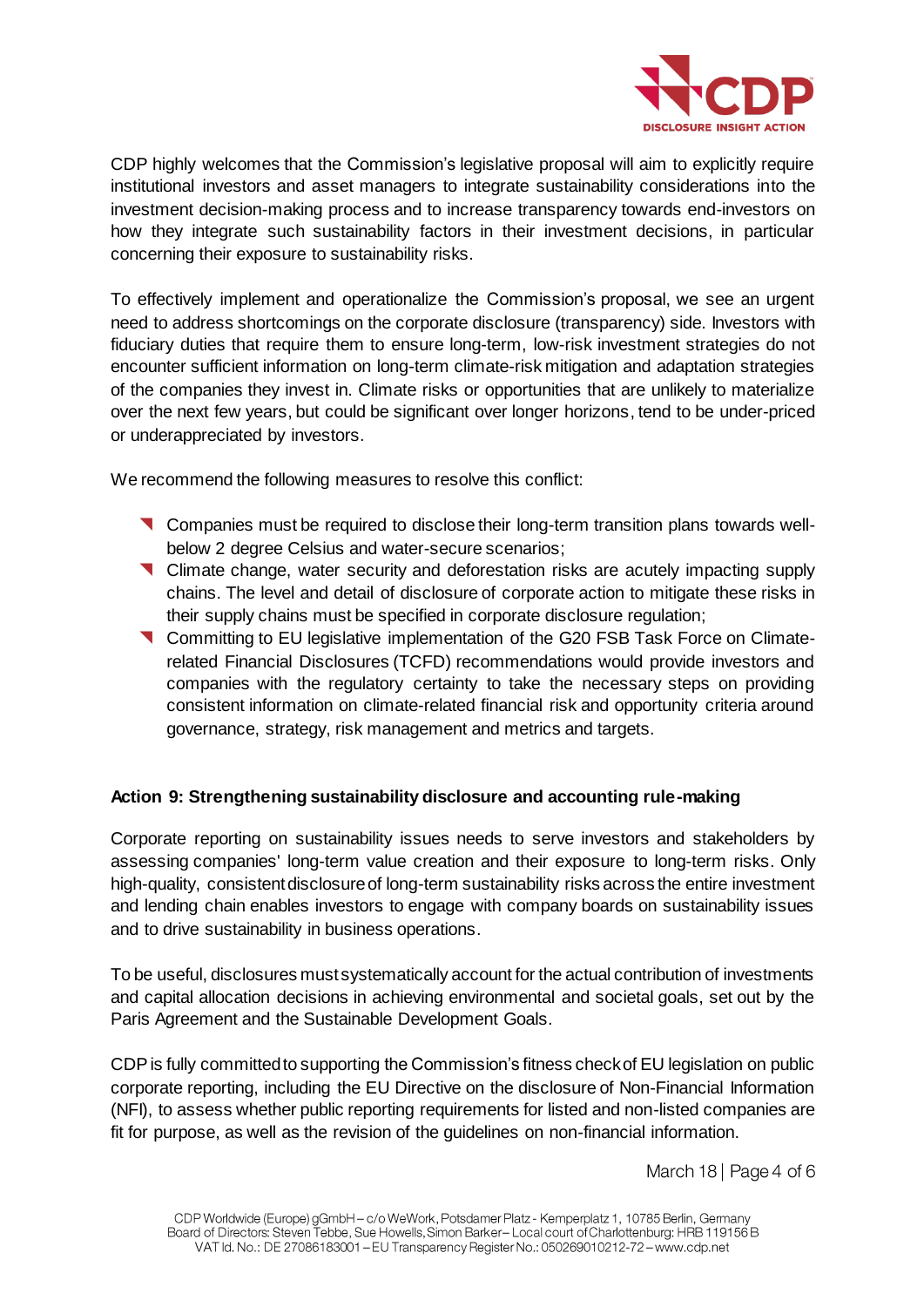CDP highly welcomes that the Commission's legislative proposal will aim to explicitly require institutional investors and asset managers to integrate sustainability considerations into the investment decision-making process and to increase transparency towards end-investors on how they integrate such sustainability factors in their investment decisions, in particular concerning their exposure to sustainability risks.

To effectively implement and operationalize the Commission's proposal, we see an urgent need to address shortcomings on the corporate disclosure (transparency) side. Investors with fiduciary duties that require them to ensure long-term, low-risk investment strategies do not encounter sufficient information on long-term climate-risk mitigation and adaptation strategies of the companies they invest in. Climate risks or opportunities that are unlikely to materialize over the next few years, but could be significant over longer horizons, tend to be under-priced or underappreciated by investors.

We recommend the following measures to resolve this conflict:

- Companies must be required to disclose their long-term transition plans towards well-below 2 degree Celsius and water-secure scenarios;
- Climate change, water security and deforestation risks are acutely impacting supply chains. The level and detail of disclosure of corporate action to mitigate these risks in their supply chains must be specified in corporate disclosure regulation;
- Committing to EU legislative implementation of the G20 FSB Task Force on Climate-related Financial Disclosures (TCFD) recommendations would provide investors and companies with the regulatory certainty to take the necessary steps on providing consistent information on climate-related financial risk and opportunity criteria around governance, strategy, risk management and metrics and targets.

**Action 9: Strengthening sustainability disclosure and accounting rule-making**

Corporate reporting on sustainability issues needs to serve investors and stakeholders by assessing companies' long-term value creation and their exposure to long-term risks. Only high-quality, consistent disclosure of long-term sustainability risks across the entire investment and lending chain enables investors to engage with company boards on sustainability issues and to drive sustainability in business operations.

To be useful, disclosures must systematically account for the actual contribution of investments and capital allocation decisions in achieving environmental and societal goals, set out by the Paris Agreement and the Sustainable Development Goals.

CDP is fully committed to supporting the Commission's fitness check of EU legislation on public corporate reporting, including the EU Directive on the disclosure of Non-Financial Information (NFI), to assess whether public reporting requirements for listed and non-listed companies are fit for purpose, as well as the revision of the guidelines on non-financial information.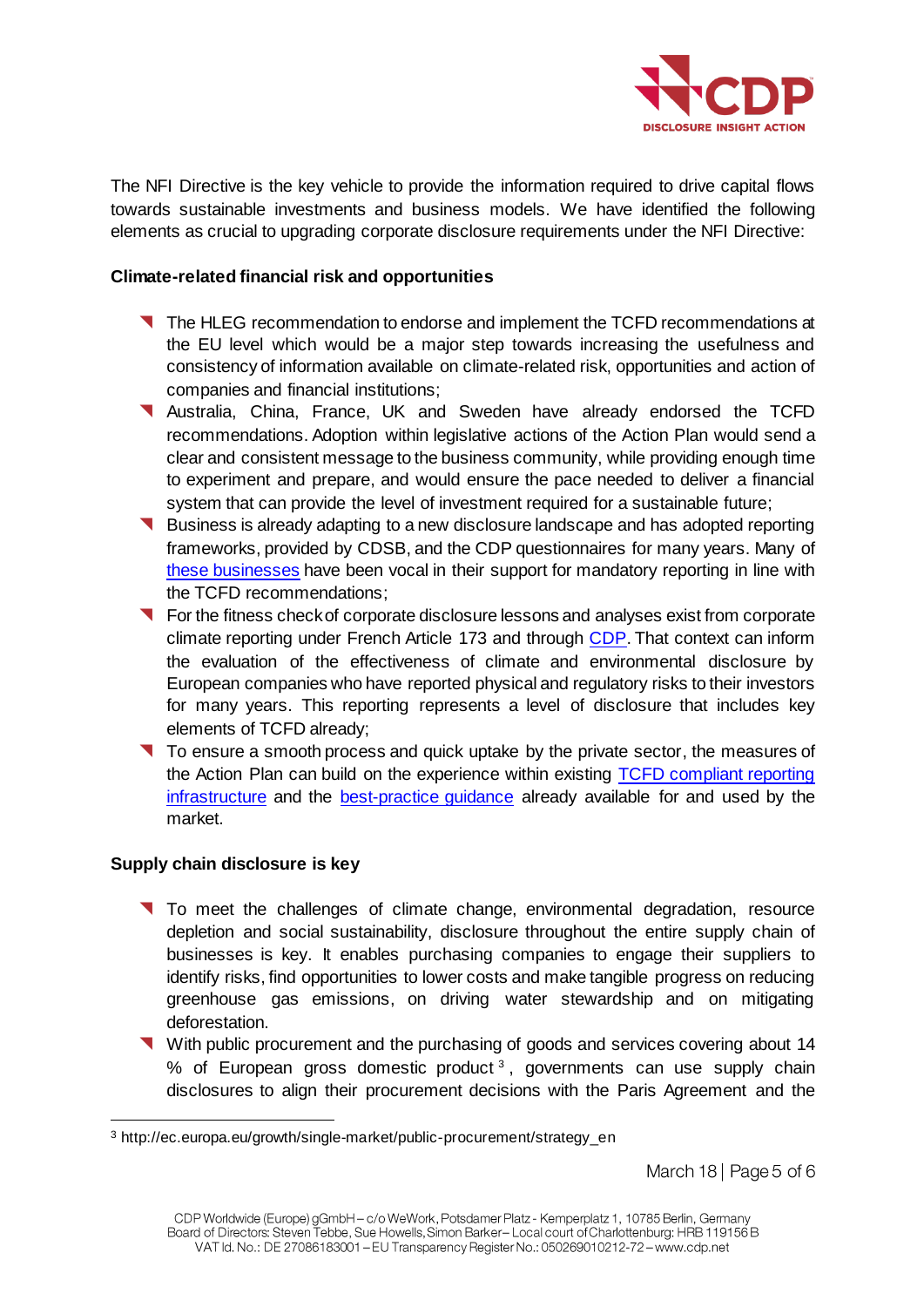The NFI Directive is the key vehicle to provide the information required to drive capital flows towards sustainable investments and business models. We have identified the following elements as crucial to upgrading corporate disclosure requirements under the NFI Directive:

**Climate-related financial risk and opportunities**

- The HLEG recommendation to endorse and implement the TCFD recommendations at the EU level which would be a major step towards increasing the usefulness and consistency of information available on climate-related risk, opportunities and action of companies and financial institutions;
- Australia, China, France, UK and Sweden have already endorsed the TCFD recommendations. Adoption within legislative actions of the Action Plan would send a clear and consistent message to the business community, while providing enough time to experiment and prepare, and would ensure the pace needed to deliver a financial system that can provide the level of investment required for a sustainable future;
- Business is already adapting to a new disclosure landscape and has adopted reporting frameworks, provided by CDSB, and the CDP questionnaires for many years. Many of these businesses have been vocal in their support for mandatory reporting in line with the TCFD recommendations;
- For the fitness check of corporate disclosure lessons and analyses exist from corporate climate reporting under French Article 173 and through CDP. That context can inform the evaluation of the effectiveness of climate and environmental disclosure by European companies who have reported physical and regulatory risks to their investors for many years. This reporting represents a level of disclosure that includes key elements of TCFD already;
- To ensure a smooth process and quick uptake by the private sector, the measures of the Action Plan can build on the experience within existing TCFD compliant reporting infrastructure and the best-practice guidance already available for and used by the market.

**Supply chain disclosure is key**

- To meet the challenges of climate change, environmental degradation, resource depletion and social sustainability, disclosure throughout the entire supply chain of businesses is key. It enables purchasing companies to engage their suppliers to identify risks, find opportunities to lower costs and make tangible progress on reducing greenhouse gas emissions, on driving water stewardship and on mitigating deforestation.
- With public procurement and the purchasing of goods and services covering about 14 % of European gross domestic product [3], governments can use supply chain disclosures to align their procurement decisions with the Paris Agreement and the

[3] http://ec.europa.eu/growth/single-market/public-procurement/strategy_en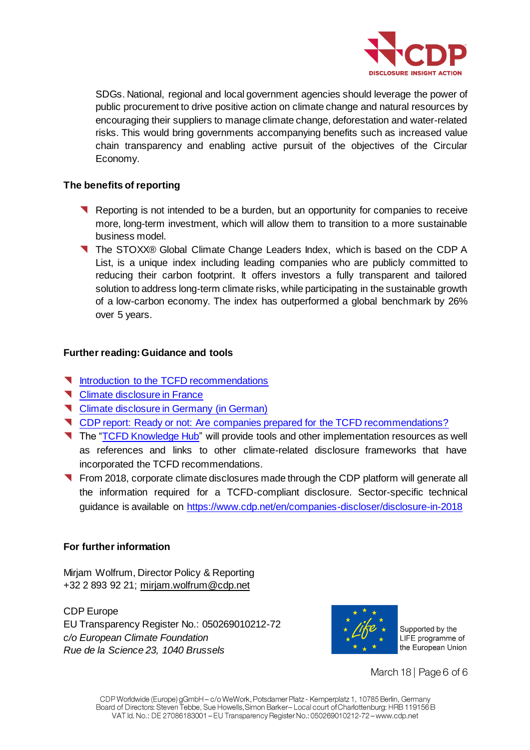SDGs. National, regional and local government agencies should leverage the power of public procurement to drive positive action on climate change and natural resources by encouraging their suppliers to manage climate change, deforestation and water-related risks. This would bring governments accompanying benefits such as increased value chain transparency and enabling active pursuit of the objectives of the Circular Economy.

**The benefits of reporting**

- Reporting is not intended to be a burden, but an opportunity for companies to receive more, long-term investment, which will allow them to transition to a more sustainable business model.
- The STOXX® Global Climate Change Leaders Index, which is based on the CDP A List, is a unique index including leading companies who are publicly committed to reducing their carbon footprint. It offers investors a fully transparent and tailored solution to address long-term climate risks, while participating in the sustainable growth of a low-carbon economy. The index has outperformed a global benchmark by 26% over 5 years.

**Further reading: Guidance and tools**

- Introduction to the TCFD recommendations
- Climate disclosure in France
- Climate disclosure in Germany (in German)
- CDP report: Ready or not: Are companies prepared for the TCFD recommendations?
- The "TCFD Knowledge Hub" will provide tools and other implementation resources as well as references and links to other climate-related disclosure frameworks that have incorporated the TCFD recommendations.
- From 2018, corporate climate disclosures made through the CDP platform will generate all the information required for a TCFD-compliant disclosure. Sector-specific technical guidance is available on https://www.cdp.net/en/companies-discloser/disclosure-in-2018

**For further information**

Mirjam Wolfrum, Director Policy & Reporting
+32 2 893 92 21; mirjam.wolfrum@cdp.net

CDP Europe
EU Transparency Register No.: 050269010212-72
*c/o European Climate Foundation*
*Rue de la Science 23, 1040 Brussels*

Supported by the LIFE programme of the European Union

March 18

CDP Worldwide (Europe) gGmbH – c/o WeWork, Potsdamer Platz - Kemperplatz 1, 10785 Berlin, Germany
Board of Directors: Steven Tebbe, Sue Howells, Simon Barker – Local court of Charlottenburg: HRB 119156 B
VAT Id. No.: DE 27086183001 – EU Transparency Register No.: 050269010212-72 – www.cdp.net